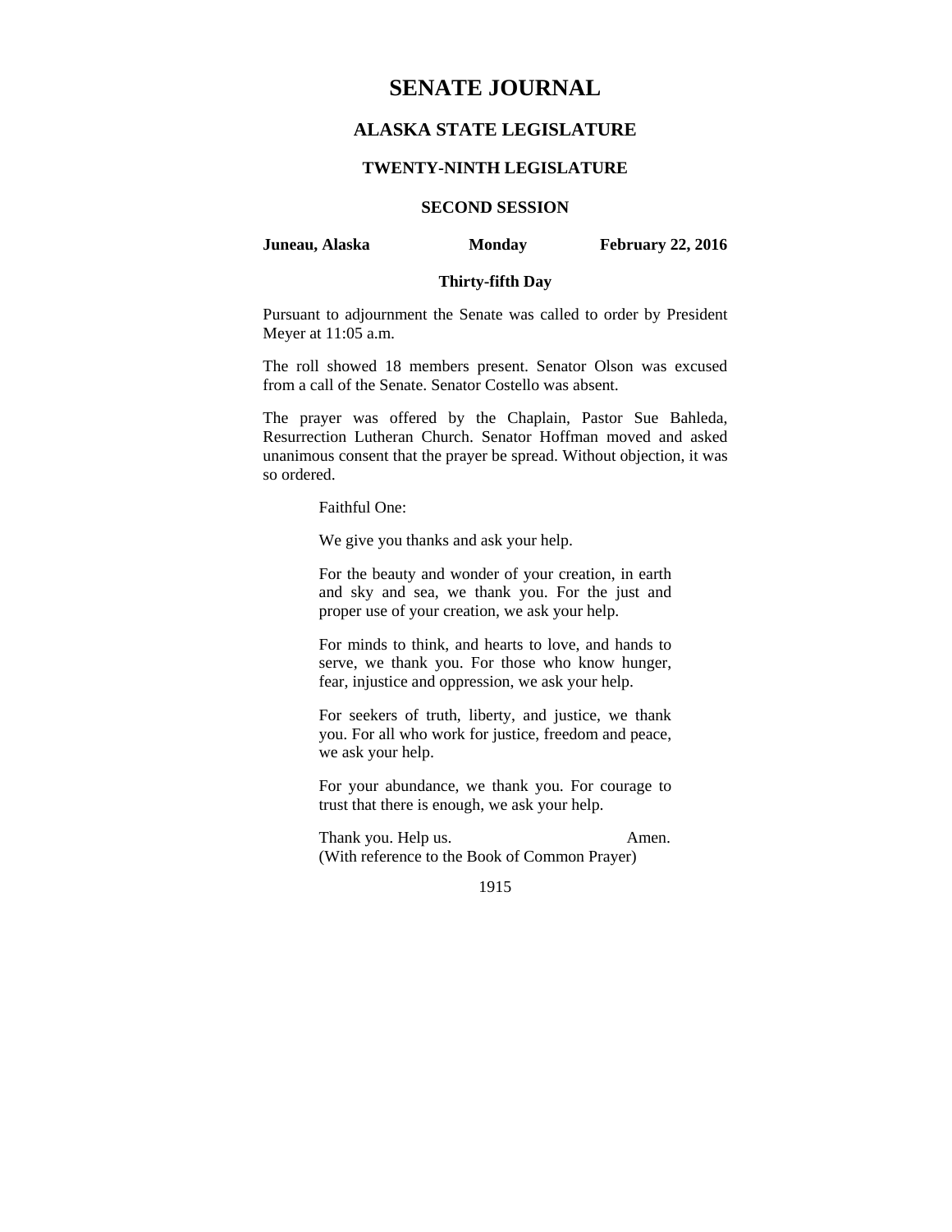# SENATE JOURNAL

## ALASKA STATE LEGISLATURE

### TWENTY-NINTH LEGISLATURE

### SECOND SESSION

**Juneau, Alaska** **Monday** **February 22, 2016**

**Thirty-fifth Day**

Pursuant to adjournment the Senate was called to order by President Meyer at 11:05 a.m.

The roll showed 18 members present. Senator Olson was excused from a call of the Senate. Senator Costello was absent.

The prayer was offered by the Chaplain, Pastor Sue Bahleda, Resurrection Lutheran Church. Senator Hoffman moved and asked unanimous consent that the prayer be spread. Without objection, it was so ordered.

> Faithful One:
>
> We give you thanks and ask your help.
>
> For the beauty and wonder of your creation, in earth and sky and sea, we thank you. For the just and proper use of your creation, we ask your help.
>
> For minds to think, and hearts to love, and hands to serve, we thank you. For those who know hunger, fear, injustice and oppression, we ask your help.
>
> For seekers of truth, liberty, and justice, we thank you. For all who work for justice, freedom and peace, we ask your help.
>
> For your abundance, we thank you. For courage to trust that there is enough, we ask your help.
>
> Thank you. Help us. Amen.
> (With reference to the Book of Common Prayer)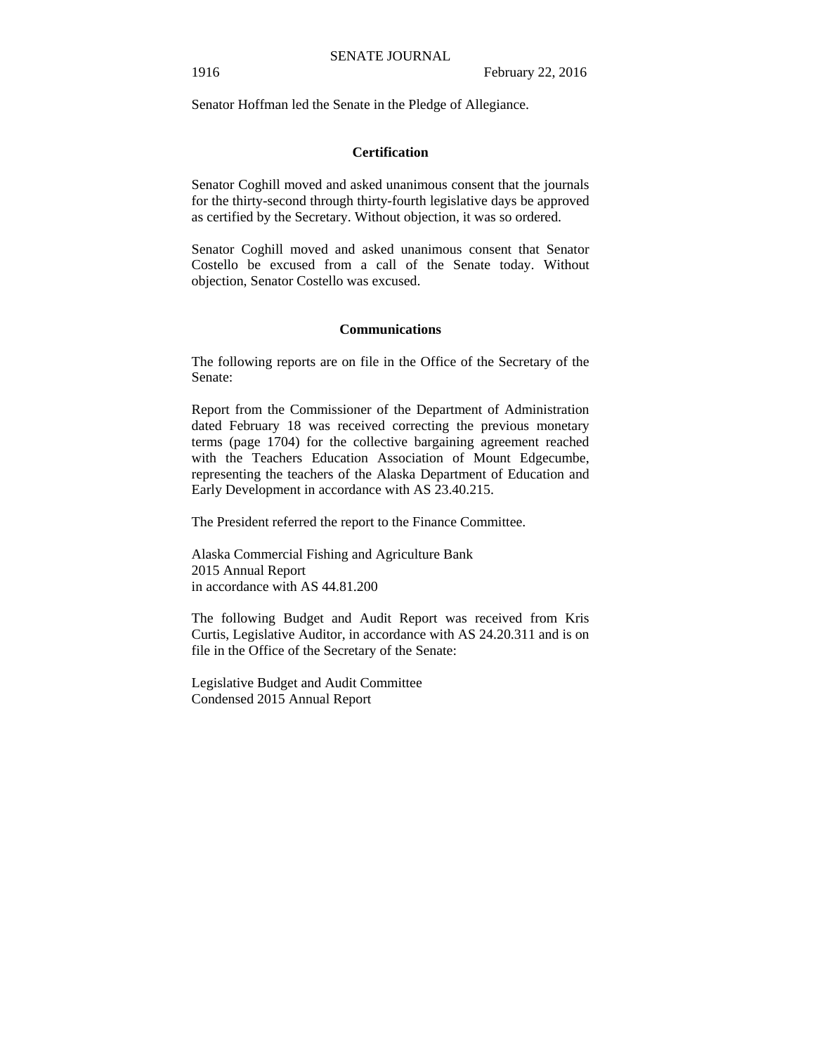Senator Hoffman led the Senate in the Pledge of Allegiance.

## Certification

Senator Coghill moved and asked unanimous consent that the journals for the thirty-second through thirty-fourth legislative days be approved as certified by the Secretary. Without objection, it was so ordered.

Senator Coghill moved and asked unanimous consent that Senator Costello be excused from a call of the Senate today. Without objection, Senator Costello was excused.

## Communications

The following reports are on file in the Office of the Secretary of the Senate:

Report from the Commissioner of the Department of Administration dated February 18 was received correcting the previous monetary terms (page 1704) for the collective bargaining agreement reached with the Teachers Education Association of Mount Edgecumbe, representing the teachers of the Alaska Department of Education and Early Development in accordance with AS 23.40.215.

The President referred the report to the Finance Committee.

Alaska Commercial Fishing and Agriculture Bank
2015 Annual Report
in accordance with AS 44.81.200

The following Budget and Audit Report was received from Kris Curtis, Legislative Auditor, in accordance with AS 24.20.311 and is on file in the Office of the Secretary of the Senate:

Legislative Budget and Audit Committee
Condensed 2015 Annual Report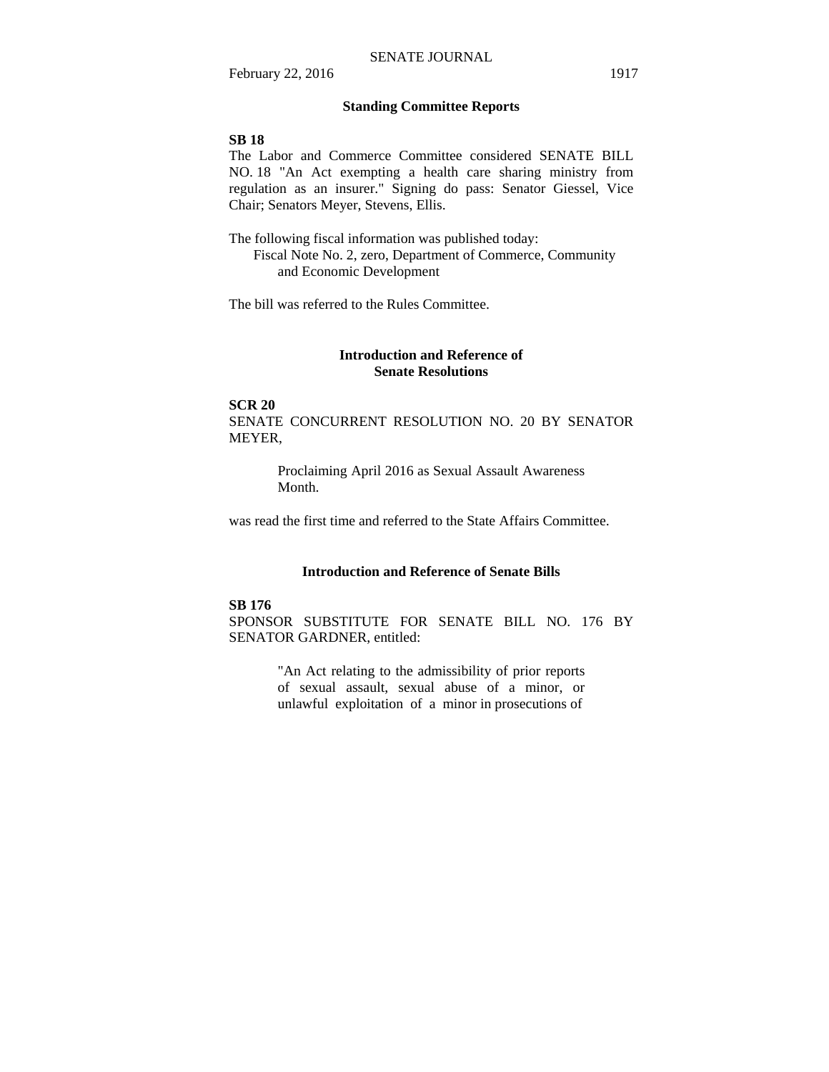## Standing Committee Reports

**SB 18**

The Labor and Commerce Committee considered SENATE BILL NO. 18 "An Act exempting a health care sharing ministry from regulation as an insurer." Signing do pass: Senator Giessel, Vice Chair; Senators Meyer, Stevens, Ellis.

The following fiscal information was published today:

Fiscal Note No. 2, zero, Department of Commerce, Community and Economic Development

The bill was referred to the Rules Committee.

## Introduction and Reference of Senate Resolutions

**SCR 20**

SENATE CONCURRENT RESOLUTION NO. 20 BY SENATOR MEYER,

> Proclaiming April 2016 as Sexual Assault Awareness Month.

was read the first time and referred to the State Affairs Committee.

## Introduction and Reference of Senate Bills

**SB 176**

SPONSOR SUBSTITUTE FOR SENATE BILL NO. 176 BY SENATOR GARDNER, entitled:

> "An Act relating to the admissibility of prior reports of sexual assault, sexual abuse of a minor, or unlawful exploitation of a minor in prosecutions of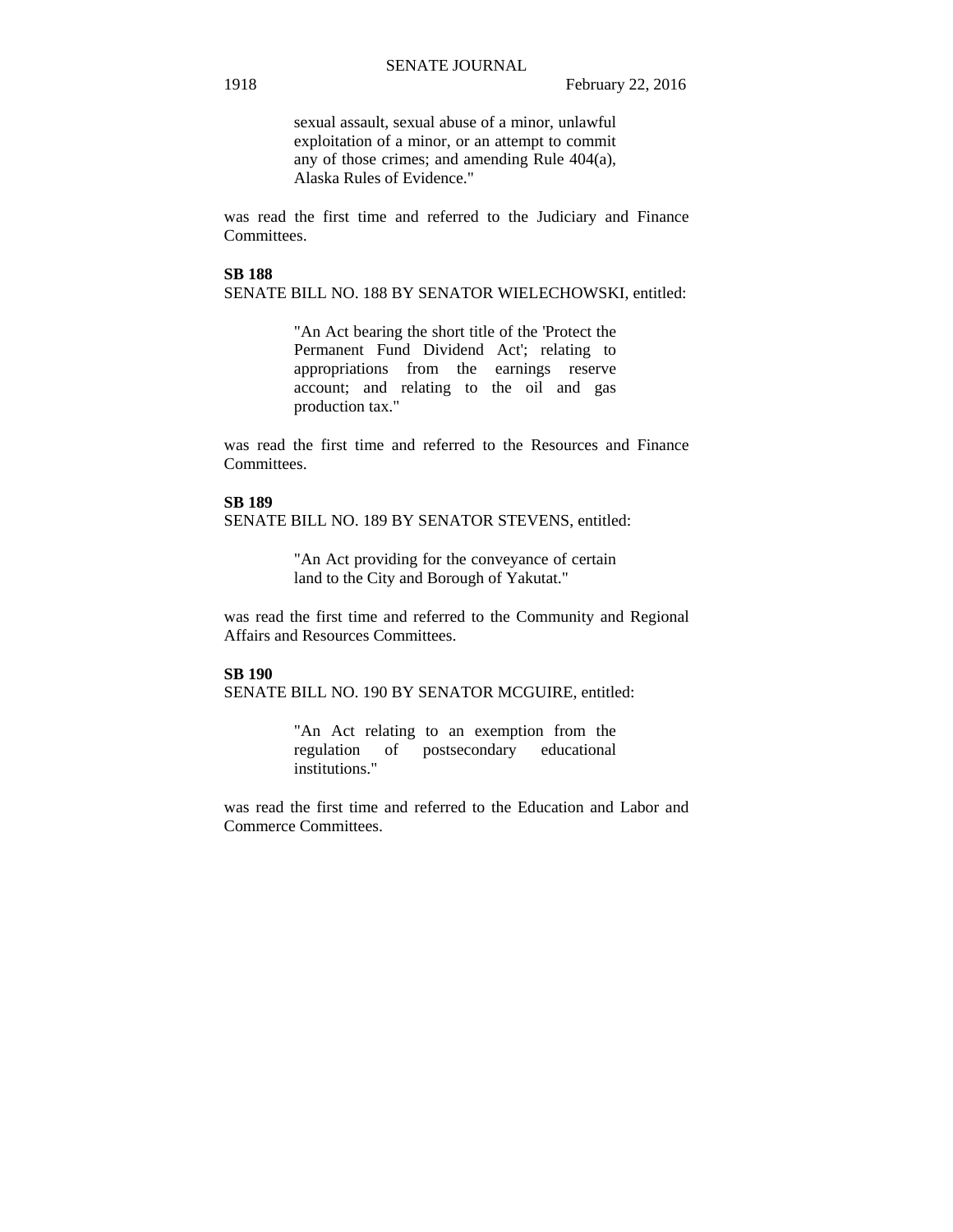> sexual assault, sexual abuse of a minor, unlawful exploitation of a minor, or an attempt to commit any of those crimes; and amending Rule 404(a), Alaska Rules of Evidence."

was read the first time and referred to the Judiciary and Finance Committees.

**SB 188**

SENATE BILL NO. 188 BY SENATOR WIELECHOWSKI, entitled:

> "An Act bearing the short title of the 'Protect the Permanent Fund Dividend Act'; relating to appropriations from the earnings reserve account; and relating to the oil and gas production tax."

was read the first time and referred to the Resources and Finance Committees.

**SB 189**

SENATE BILL NO. 189 BY SENATOR STEVENS, entitled:

> "An Act providing for the conveyance of certain land to the City and Borough of Yakutat."

was read the first time and referred to the Community and Regional Affairs and Resources Committees.

**SB 190**

SENATE BILL NO. 190 BY SENATOR MCGUIRE, entitled:

> "An Act relating to an exemption from the regulation of postsecondary educational institutions."

was read the first time and referred to the Education and Labor and Commerce Committees.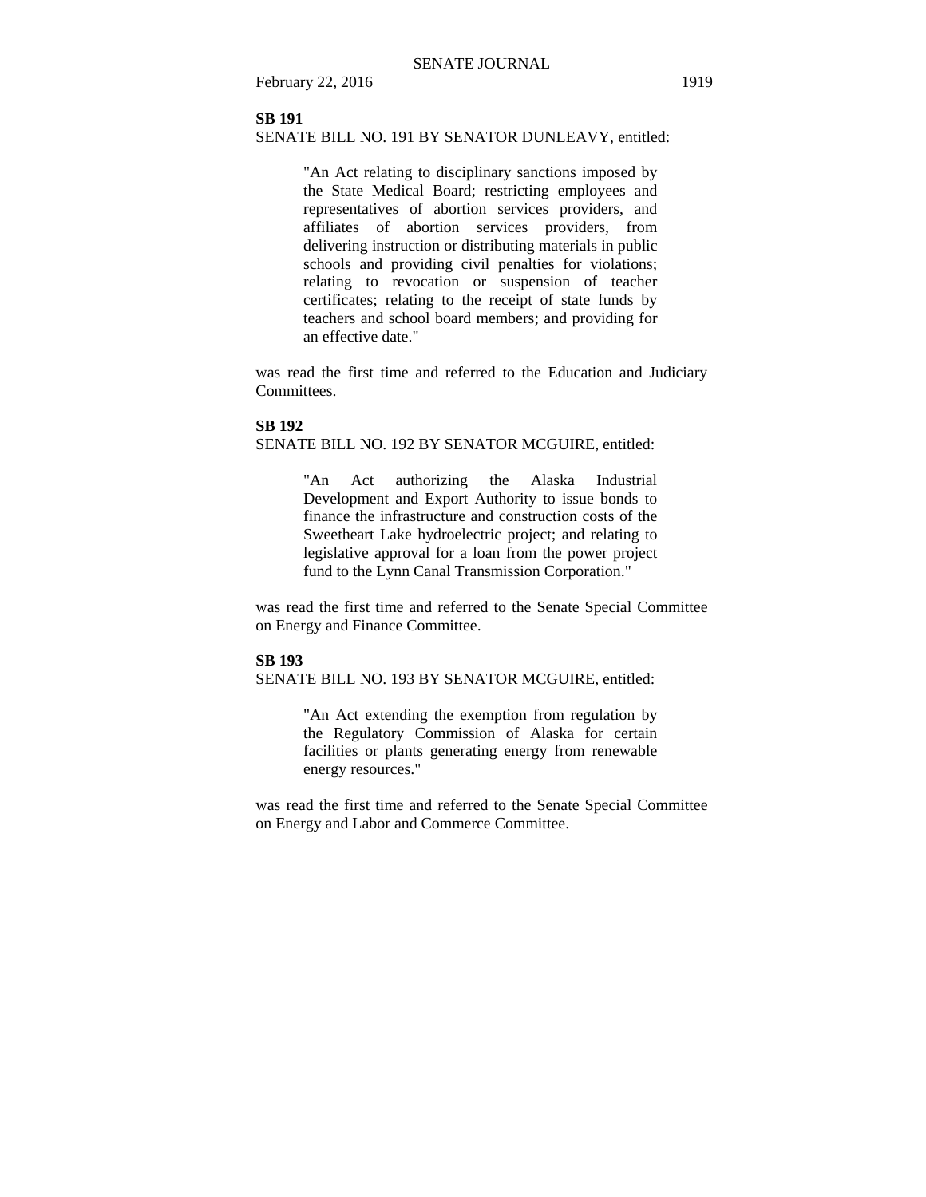**SB 191**

SENATE BILL NO. 191 BY SENATOR DUNLEAVY, entitled:

> "An Act relating to disciplinary sanctions imposed by the State Medical Board; restricting employees and representatives of abortion services providers, and affiliates of abortion services providers, from delivering instruction or distributing materials in public schools and providing civil penalties for violations; relating to revocation or suspension of teacher certificates; relating to the receipt of state funds by teachers and school board members; and providing for an effective date."

was read the first time and referred to the Education and Judiciary Committees.

**SB 192**

SENATE BILL NO. 192 BY SENATOR MCGUIRE, entitled:

> "An Act authorizing the Alaska Industrial Development and Export Authority to issue bonds to finance the infrastructure and construction costs of the Sweetheart Lake hydroelectric project; and relating to legislative approval for a loan from the power project fund to the Lynn Canal Transmission Corporation."

was read the first time and referred to the Senate Special Committee on Energy and Finance Committee.

**SB 193**

SENATE BILL NO. 193 BY SENATOR MCGUIRE, entitled:

> "An Act extending the exemption from regulation by the Regulatory Commission of Alaska for certain facilities or plants generating energy from renewable energy resources."

was read the first time and referred to the Senate Special Committee on Energy and Labor and Commerce Committee.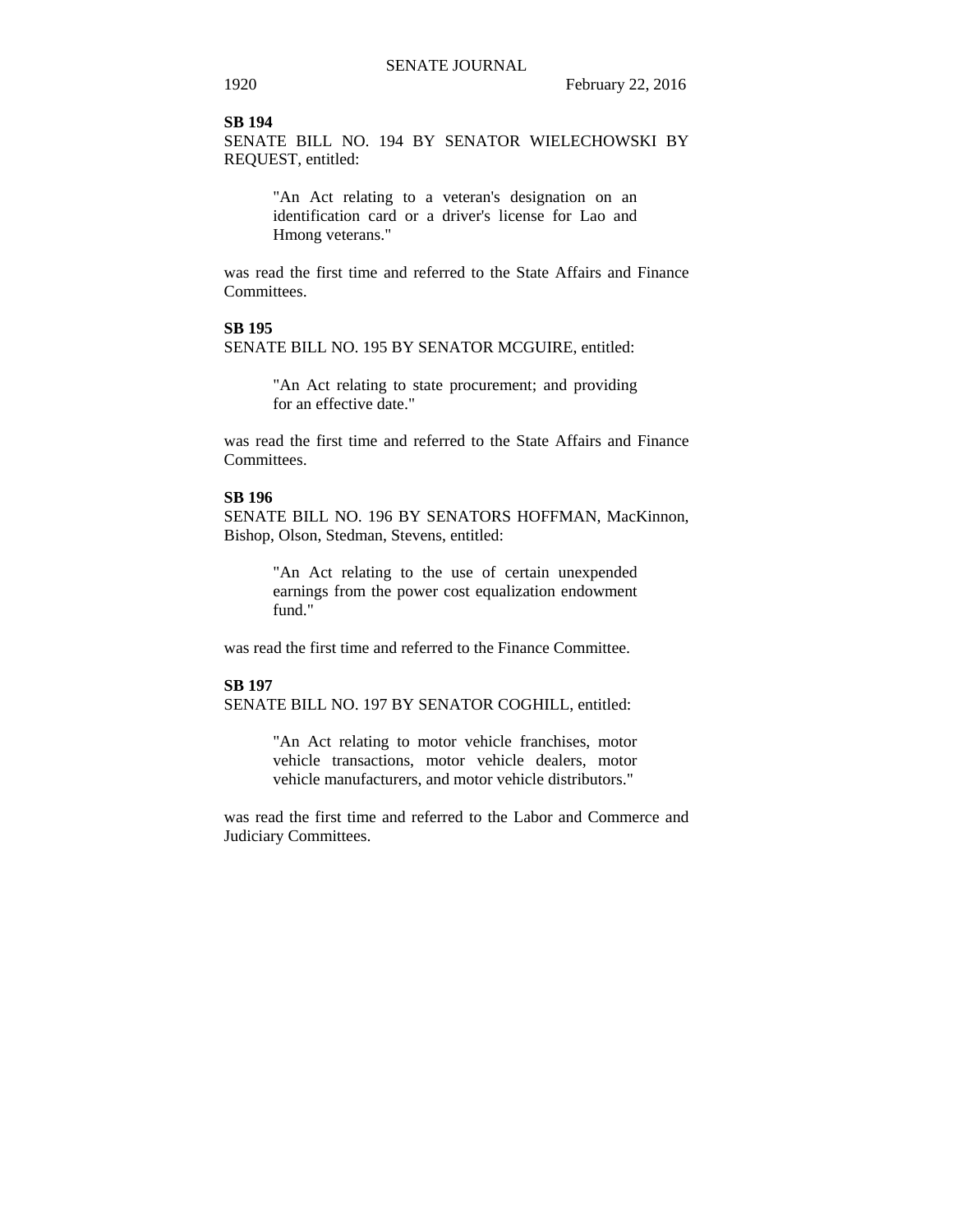**SB 194**

SENATE BILL NO. 194 BY SENATOR WIELECHOWSKI BY REQUEST, entitled:

> "An Act relating to a veteran's designation on an identification card or a driver's license for Lao and Hmong veterans."

was read the first time and referred to the State Affairs and Finance Committees.

**SB 195**

SENATE BILL NO. 195 BY SENATOR MCGUIRE, entitled:

> "An Act relating to state procurement; and providing for an effective date."

was read the first time and referred to the State Affairs and Finance Committees.

**SB 196**

SENATE BILL NO. 196 BY SENATORS HOFFMAN, MacKinnon, Bishop, Olson, Stedman, Stevens, entitled:

> "An Act relating to the use of certain unexpended earnings from the power cost equalization endowment fund."

was read the first time and referred to the Finance Committee.

**SB 197**

SENATE BILL NO. 197 BY SENATOR COGHILL, entitled:

> "An Act relating to motor vehicle franchises, motor vehicle transactions, motor vehicle dealers, motor vehicle manufacturers, and motor vehicle distributors."

was read the first time and referred to the Labor and Commerce and Judiciary Committees.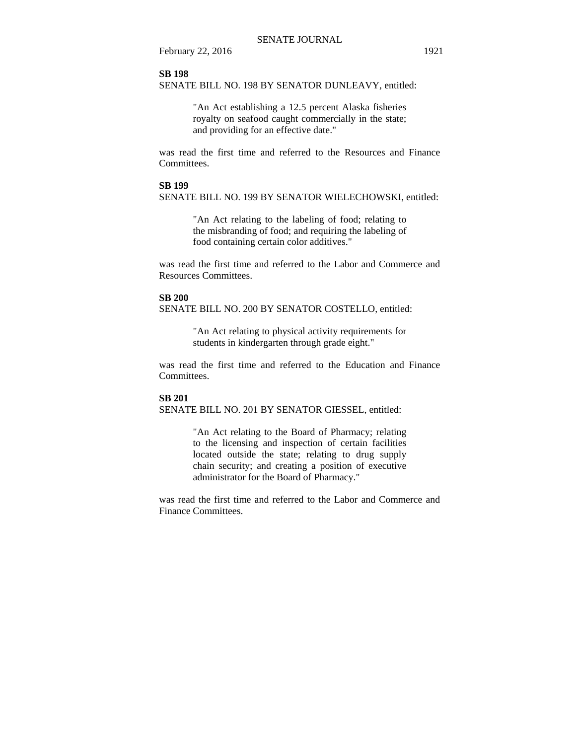**SB 198**

SENATE BILL NO. 198 BY SENATOR DUNLEAVY, entitled:

> "An Act establishing a 12.5 percent Alaska fisheries royalty on seafood caught commercially in the state; and providing for an effective date."

was read the first time and referred to the Resources and Finance Committees.

**SB 199**

SENATE BILL NO. 199 BY SENATOR WIELECHOWSKI, entitled:

> "An Act relating to the labeling of food; relating to the misbranding of food; and requiring the labeling of food containing certain color additives."

was read the first time and referred to the Labor and Commerce and Resources Committees.

**SB 200**

SENATE BILL NO. 200 BY SENATOR COSTELLO, entitled:

> "An Act relating to physical activity requirements for students in kindergarten through grade eight."

was read the first time and referred to the Education and Finance Committees.

**SB 201**

SENATE BILL NO. 201 BY SENATOR GIESSEL, entitled:

> "An Act relating to the Board of Pharmacy; relating to the licensing and inspection of certain facilities located outside the state; relating to drug supply chain security; and creating a position of executive administrator for the Board of Pharmacy."

was read the first time and referred to the Labor and Commerce and Finance Committees.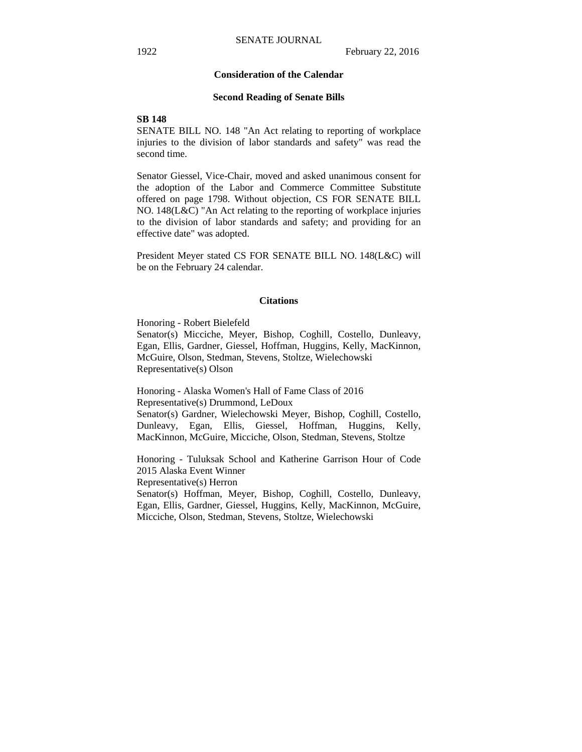**Consideration of the Calendar**

**Second Reading of Senate Bills**

**SB 148**

SENATE BILL NO. 148 "An Act relating to reporting of workplace injuries to the division of labor standards and safety" was read the second time.

Senator Giessel, Vice-Chair, moved and asked unanimous consent for the adoption of the Labor and Commerce Committee Substitute offered on page 1798. Without objection, CS FOR SENATE BILL NO. 148(L&C) "An Act relating to the reporting of workplace injuries to the division of labor standards and safety; and providing for an effective date" was adopted.

President Meyer stated CS FOR SENATE BILL NO. 148(L&C) will be on the February 24 calendar.

**Citations**

Honoring - Robert Bielefeld
Senator(s) Micciche, Meyer, Bishop, Coghill, Costello, Dunleavy, Egan, Ellis, Gardner, Giessel, Hoffman, Huggins, Kelly, MacKinnon, McGuire, Olson, Stedman, Stevens, Stoltze, Wielechowski
Representative(s) Olson

Honoring - Alaska Women's Hall of Fame Class of 2016
Representative(s) Drummond, LeDoux
Senator(s) Gardner, Wielechowski Meyer, Bishop, Coghill, Costello, Dunleavy, Egan, Ellis, Giessel, Hoffman, Huggins, Kelly, MacKinnon, McGuire, Micciche, Olson, Stedman, Stevens, Stoltze

Honoring - Tuluksak School and Katherine Garrison Hour of Code 2015 Alaska Event Winner
Representative(s) Herron
Senator(s) Hoffman, Meyer, Bishop, Coghill, Costello, Dunleavy, Egan, Ellis, Gardner, Giessel, Huggins, Kelly, MacKinnon, McGuire, Micciche, Olson, Stedman, Stevens, Stoltze, Wielechowski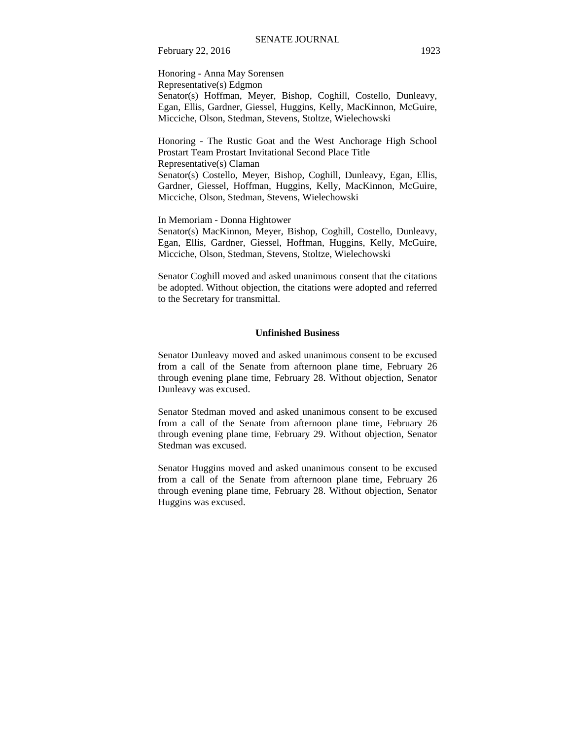Honoring - Anna May Sorensen
Representative(s) Edgmon
Senator(s) Hoffman, Meyer, Bishop, Coghill, Costello, Dunleavy, Egan, Ellis, Gardner, Giessel, Huggins, Kelly, MacKinnon, McGuire, Micciche, Olson, Stedman, Stevens, Stoltze, Wielechowski

Honoring - The Rustic Goat and the West Anchorage High School Prostart Team Prostart Invitational Second Place Title
Representative(s) Claman
Senator(s) Costello, Meyer, Bishop, Coghill, Dunleavy, Egan, Ellis, Gardner, Giessel, Hoffman, Huggins, Kelly, MacKinnon, McGuire, Micciche, Olson, Stedman, Stevens, Wielechowski

In Memoriam - Donna Hightower
Senator(s) MacKinnon, Meyer, Bishop, Coghill, Costello, Dunleavy, Egan, Ellis, Gardner, Giessel, Hoffman, Huggins, Kelly, McGuire, Micciche, Olson, Stedman, Stevens, Stoltze, Wielechowski

Senator Coghill moved and asked unanimous consent that the citations be adopted. Without objection, the citations were adopted and referred to the Secretary for transmittal.

**Unfinished Business**

Senator Dunleavy moved and asked unanimous consent to be excused from a call of the Senate from afternoon plane time, February 26 through evening plane time, February 28. Without objection, Senator Dunleavy was excused.

Senator Stedman moved and asked unanimous consent to be excused from a call of the Senate from afternoon plane time, February 26 through evening plane time, February 29. Without objection, Senator Stedman was excused.

Senator Huggins moved and asked unanimous consent to be excused from a call of the Senate from afternoon plane time, February 26 through evening plane time, February 28. Without objection, Senator Huggins was excused.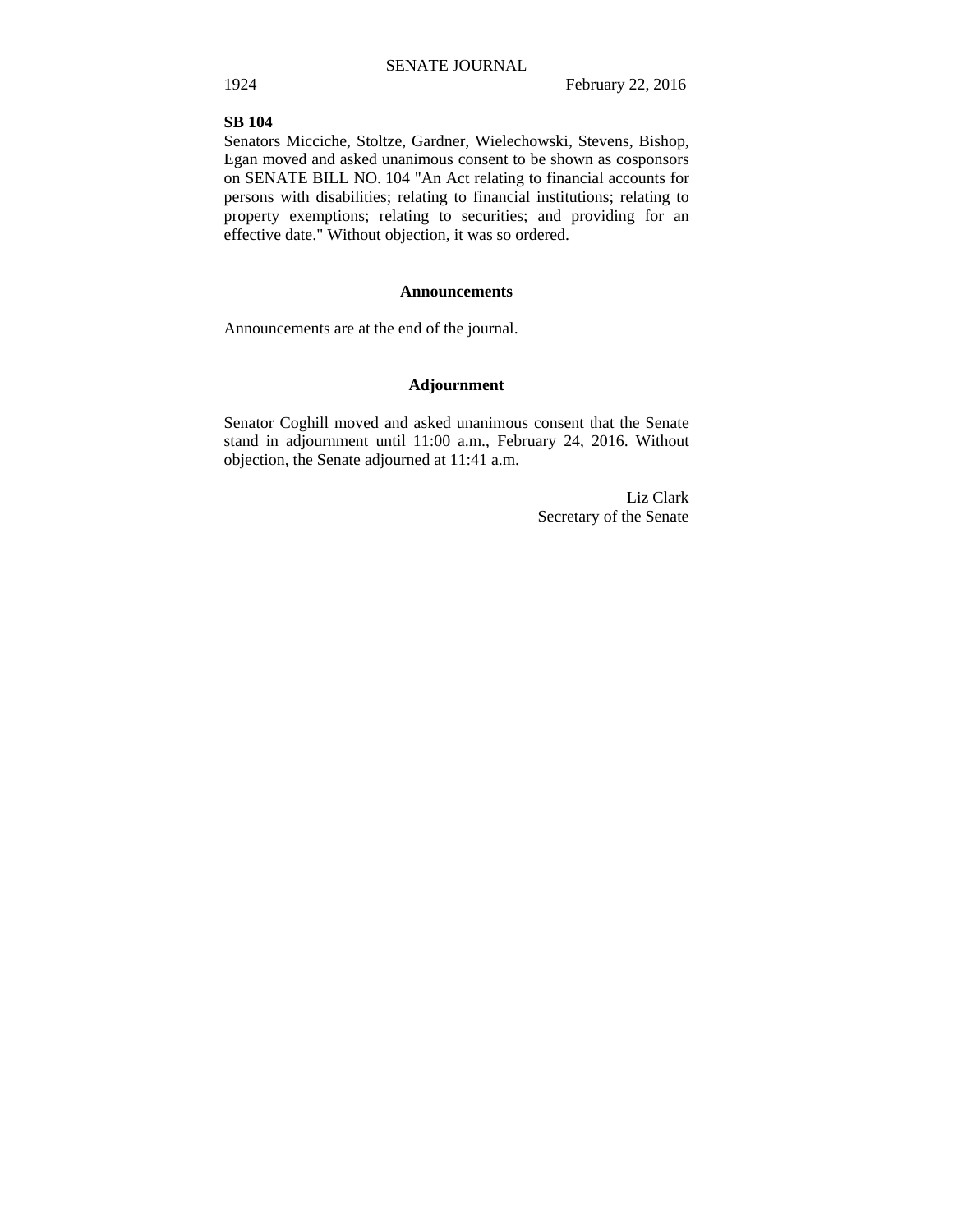**SB 104**

Senators Micciche, Stoltze, Gardner, Wielechowski, Stevens, Bishop, Egan moved and asked unanimous consent to be shown as cosponsors on SENATE BILL NO. 104 "An Act relating to financial accounts for persons with disabilities; relating to financial institutions; relating to property exemptions; relating to securities; and providing for an effective date." Without objection, it was so ordered.

### Announcements

Announcements are at the end of the journal.

### Adjournment

Senator Coghill moved and asked unanimous consent that the Senate stand in adjournment until 11:00 a.m., February 24, 2016. Without objection, the Senate adjourned at 11:41 a.m.

Liz Clark
Secretary of the Senate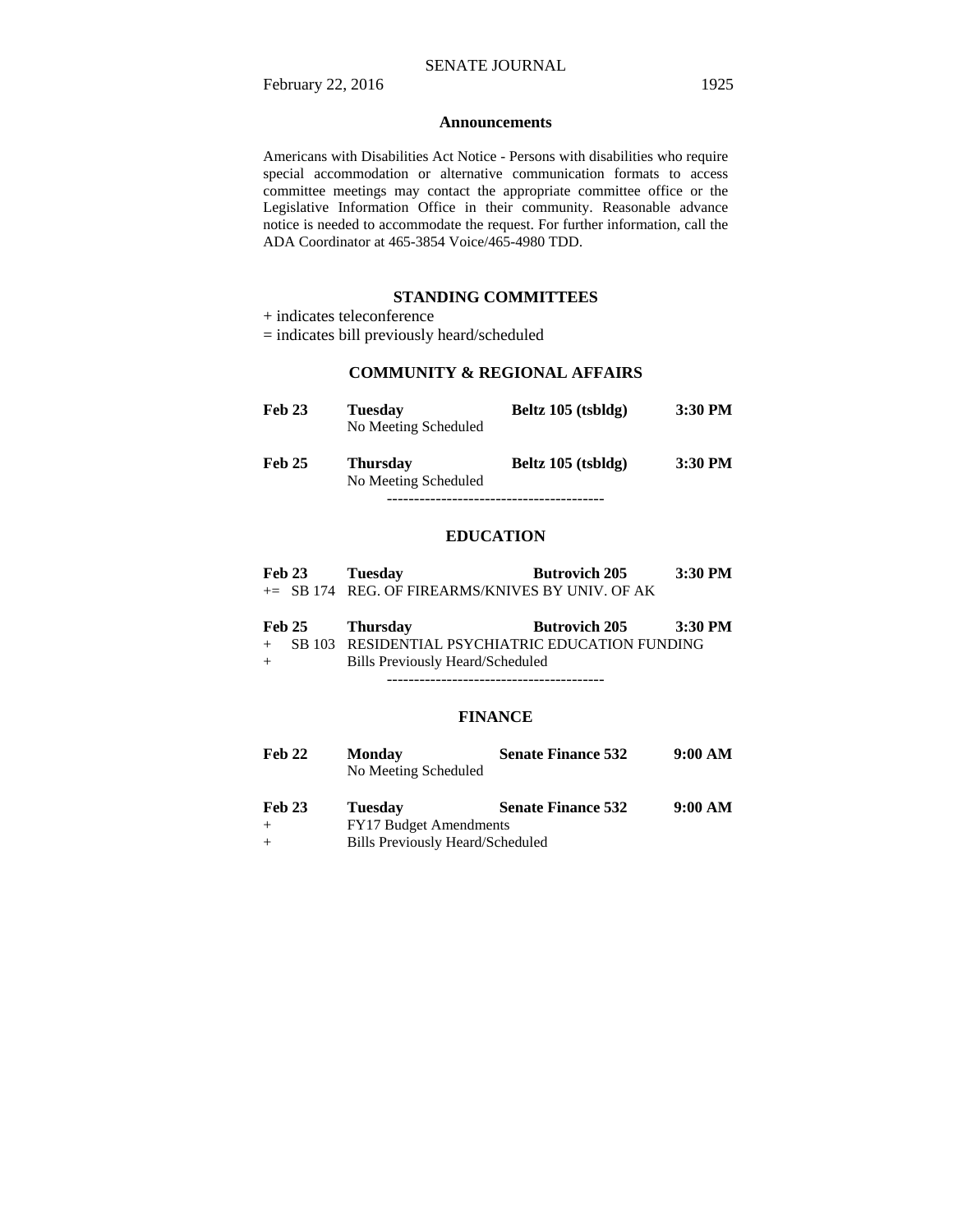## Announcements

Americans with Disabilities Act Notice - Persons with disabilities who require special accommodation or alternative communication formats to access committee meetings may contact the appropriate committee office or the Legislative Information Office in their community. Reasonable advance notice is needed to accommodate the request. For further information, call the ADA Coordinator at 465-3854 Voice/465-4980 TDD.

## STANDING COMMITTEES

+ indicates teleconference

= indicates bill previously heard/scheduled

### COMMUNITY & REGIONAL AFFAIRS

**Feb 23** **Tuesday** **Beltz 105 (tsbldg)** **3:30 PM**

No Meeting Scheduled

**Feb 25** **Thursday** **Beltz 105 (tsbldg)** **3:30 PM**

No Meeting Scheduled

----------------------------------------

### EDUCATION

**Feb 23** **Tuesday** **Butrovich 205** **3:30 PM**

+= SB 174 REG. OF FIREARMS/KNIVES BY UNIV. OF AK

**Feb 25** **Thursday** **Butrovich 205** **3:30 PM**

\+ SB 103 RESIDENTIAL PSYCHIATRIC EDUCATION FUNDING

\+ Bills Previously Heard/Scheduled

----------------------------------------

### FINANCE

**Feb 22** **Monday** **Senate Finance 532** **9:00 AM**

No Meeting Scheduled

**Feb 23** **Tuesday** **Senate Finance 532** **9:00 AM**

\+ FY17 Budget Amendments

\+ Bills Previously Heard/Scheduled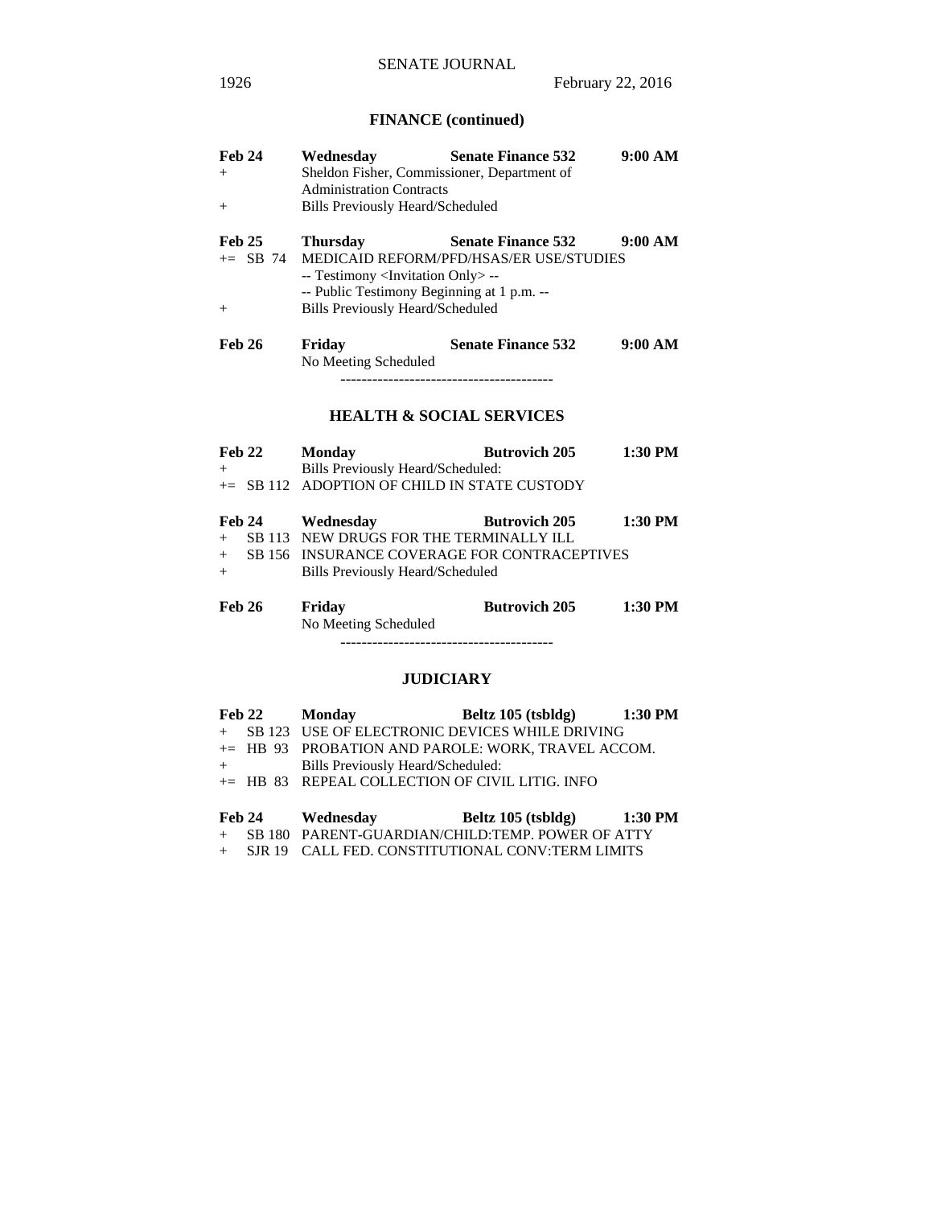## FINANCE (continued)

| | | | |
|---|---|---|---|
| **Feb 24** | **Wednesday** | **Senate Finance 532** | **9:00 AM** |
| + | Sheldon Fisher, Commissioner, Department of Administration Contracts | | |
| + | Bills Previously Heard/Scheduled | | |

| | | | |
|---|---|---|---|
| **Feb 25** | **Thursday** | **Senate Finance 532** | **9:00 AM** |
| += SB 74 | MEDICAID REFORM/PFD/HSAS/ER USE/STUDIES | | |
| | -- Testimony <Invitation Only> -- | | |
| | -- Public Testimony Beginning at 1 p.m. -- | | |
| + | Bills Previously Heard/Scheduled | | |

| | | | |
|---|---|---|---|
| **Feb 26** | **Friday** | **Senate Finance 532** | **9:00 AM** |
| | No Meeting Scheduled | | |

----------------------------------------

## HEALTH & SOCIAL SERVICES

| | | | |
|---|---|---|---|
| **Feb 22** | **Monday** | **Butrovich 205** | **1:30 PM** |
| + | Bills Previously Heard/Scheduled: | | |
| += SB 112 | ADOPTION OF CHILD IN STATE CUSTODY | | |

| | | | |
|---|---|---|---|
| **Feb 24** | **Wednesday** | **Butrovich 205** | **1:30 PM** |
| + SB 113 | NEW DRUGS FOR THE TERMINALLY ILL | | |
| + SB 156 | INSURANCE COVERAGE FOR CONTRACEPTIVES | | |
| + | Bills Previously Heard/Scheduled | | |

| | | | |
|---|---|---|---|
| **Feb 26** | **Friday** | **Butrovich 205** | **1:30 PM** |
| | No Meeting Scheduled | | |

----------------------------------------

## JUDICIARY

| | | | |
|---|---|---|---|
| **Feb 22** | **Monday** | **Beltz 105 (tsbldg)** | **1:30 PM** |
| + SB 123 | USE OF ELECTRONIC DEVICES WHILE DRIVING | | |
| += HB 93 | PROBATION AND PAROLE: WORK, TRAVEL ACCOM. | | |
| + | Bills Previously Heard/Scheduled: | | |
| += HB 83 | REPEAL COLLECTION OF CIVIL LITIG. INFO | | |

| | | | |
|---|---|---|---|
| **Feb 24** | **Wednesday** | **Beltz 105 (tsbldg)** | **1:30 PM** |
| + SB 180 | PARENT-GUARDIAN/CHILD:TEMP. POWER OF ATTY | | |
| + SJR 19 | CALL FED. CONSTITUTIONAL CONV:TERM LIMITS | | |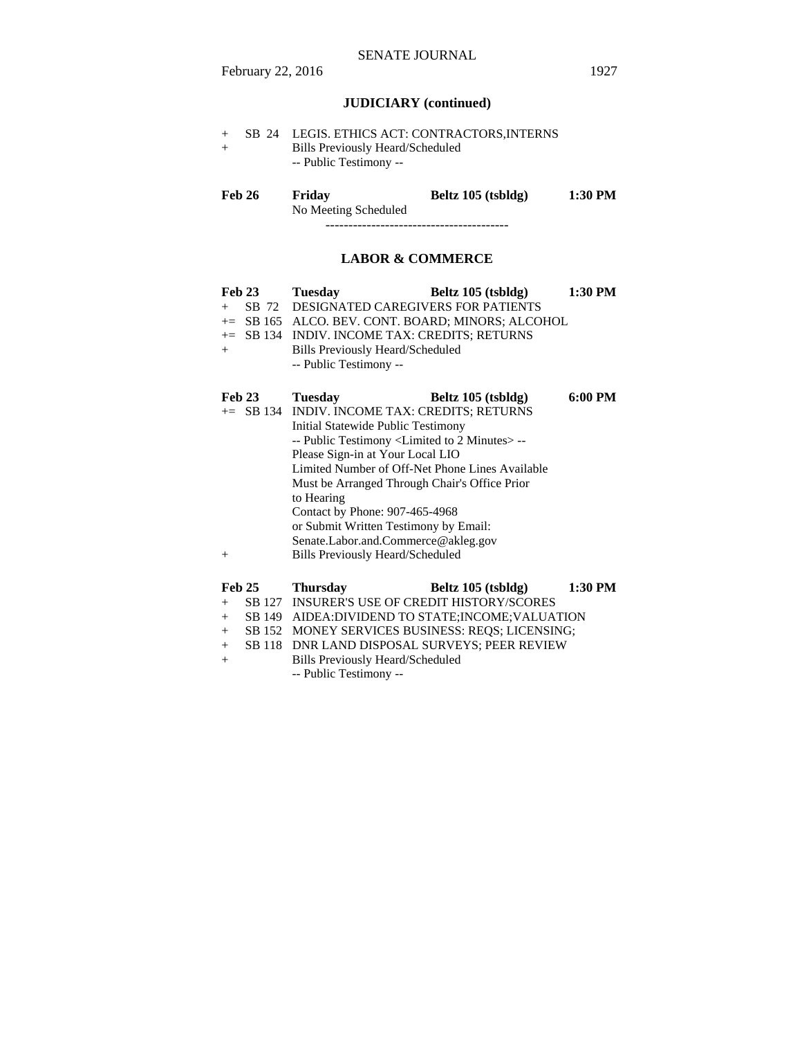## JUDICIARY (continued)

| | | | | |
|---|---|---|---|---|
| + | SB 24 | LEGIS. ETHICS ACT: CONTRACTORS,INTERNS | | |
| + | | Bills Previously Heard/Scheduled | | |
| | | -- Public Testimony -- | | |
| **Feb 26** | | **Friday** | **Beltz 105 (tsbldg)** | **1:30 PM** |
| | | No Meeting Scheduled | | |

----------------------------------------

## LABOR & COMMERCE

| | | | | |
|---|---|---|---|---|
| **Feb 23** | | **Tuesday** | **Beltz 105 (tsbldg)** | **1:30 PM** |
| + | SB 72 | DESIGNATED CAREGIVERS FOR PATIENTS | | |
| += | SB 165 | ALCO. BEV. CONT. BOARD; MINORS; ALCOHOL | | |
| += | SB 134 | INDIV. INCOME TAX: CREDITS; RETURNS | | |
| + | | Bills Previously Heard/Scheduled | | |
| | | -- Public Testimony -- | | |
| **Feb 23** | | **Tuesday** | **Beltz 105 (tsbldg)** | **6:00 PM** |
| += | SB 134 | INDIV. INCOME TAX: CREDITS; RETURNS | | |
| | | Initial Statewide Public Testimony | | |
| | | -- Public Testimony <Limited to 2 Minutes> -- | | |
| | | Please Sign-in at Your Local LIO | | |
| | | Limited Number of Off-Net Phone Lines Available | | |
| | | Must be Arranged Through Chair's Office Prior to Hearing | | |
| | | Contact by Phone: 907-465-4968 | | |
| | | or Submit Written Testimony by Email: | | |
| | | Senate.Labor.and.Commerce@akleg.gov | | |
| + | | Bills Previously Heard/Scheduled | | |
| **Feb 25** | | **Thursday** | **Beltz 105 (tsbldg)** | **1:30 PM** |
| + | SB 127 | INSURER'S USE OF CREDIT HISTORY/SCORES | | |
| + | SB 149 | AIDEA:DIVIDEND TO STATE;INCOME;VALUATION | | |
| + | SB 152 | MONEY SERVICES BUSINESS: REQS; LICENSING; | | |
| + | SB 118 | DNR LAND DISPOSAL SURVEYS; PEER REVIEW | | |
| + | | Bills Previously Heard/Scheduled | | |
| | | -- Public Testimony -- | | |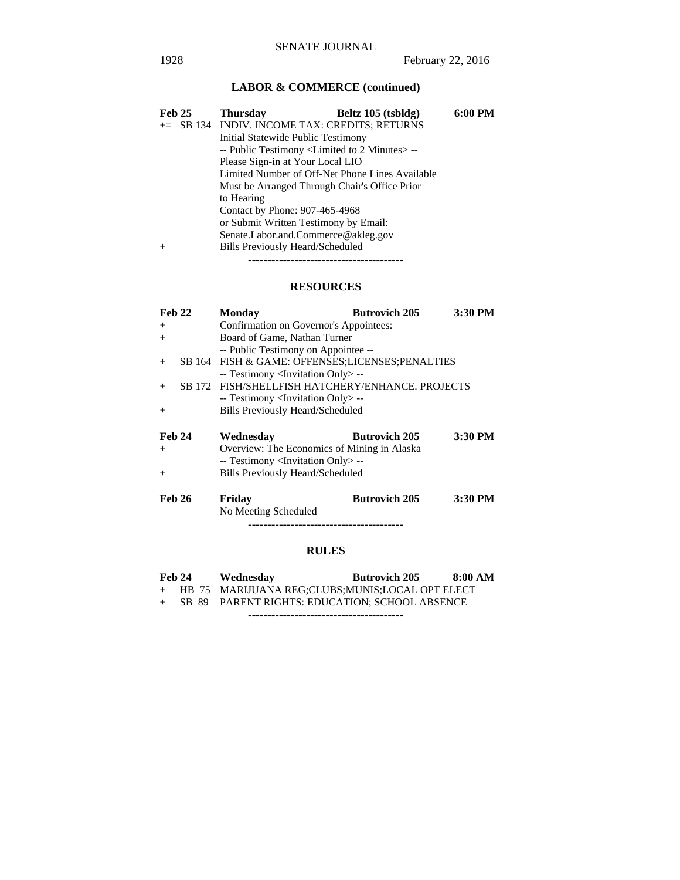## LABOR & COMMERCE (continued)

| **Feb 25** | **Thursday** | **Beltz 105 (tsbldg)** | **6:00 PM** |
|---|---|---|---|
| += SB 134 | INDIV. INCOME TAX: CREDITS; RETURNS | | |
| | Initial Statewide Public Testimony | | |
| | -- Public Testimony <Limited to 2 Minutes> -- | | |
| | Please Sign-in at Your Local LIO | | |
| | Limited Number of Off-Net Phone Lines Available | | |
| | Must be Arranged Through Chair's Office Prior to Hearing | | |
| | Contact by Phone: 907-465-4968 | | |
| | or Submit Written Testimony by Email: | | |
| | Senate.Labor.and.Commerce@akleg.gov | | |
| + | Bills Previously Heard/Scheduled | | |

----------------------------------------

## RESOURCES

| **Feb 22** | **Monday** | **Butrovich 205** | **3:30 PM** |
|---|---|---|---|
| + | Confirmation on Governor's Appointees: | | |
| + | Board of Game, Nathan Turner | | |
| | -- Public Testimony on Appointee -- | | |
| + SB 164 | FISH & GAME: OFFENSES;LICENSES;PENALTIES | | |
| | -- Testimony <Invitation Only> -- | | |
| + SB 172 | FISH/SHELLFISH HATCHERY/ENHANCE. PROJECTS | | |
| | -- Testimony <Invitation Only> -- | | |
| + | Bills Previously Heard/Scheduled | | |

| **Feb 24** | **Wednesday** | **Butrovich 205** | **3:30 PM** |
|---|---|---|---|
| + | Overview: The Economics of Mining in Alaska | | |
| | -- Testimony <Invitation Only> -- | | |
| + | Bills Previously Heard/Scheduled | | |

| **Feb 26** | **Friday** | **Butrovich 205** | **3:30 PM** |
|---|---|---|---|
| | No Meeting Scheduled | | |

----------------------------------------

## RULES

| **Feb 24** | **Wednesday** | **Butrovich 205** | **8:00 AM** |
|---|---|---|---|
| + HB 75 | MARIJUANA REG;CLUBS;MUNIS;LOCAL OPT ELECT | | |
| + SB 89 | PARENT RIGHTS: EDUCATION; SCHOOL ABSENCE | | |

----------------------------------------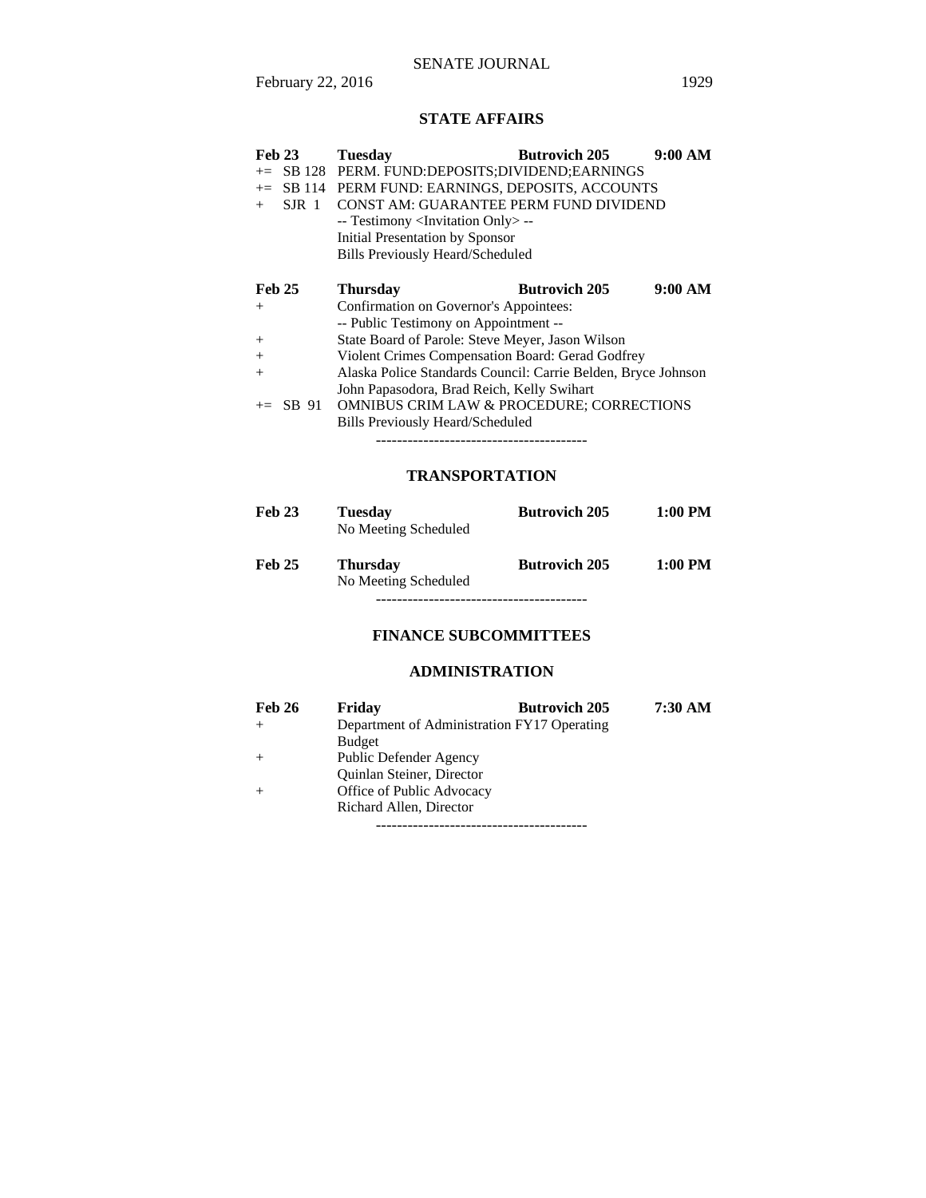## STATE AFFAIRS

| | | | | |
|---|---|---|---|---|
| **Feb 23** | | **Tuesday** | **Butrovich 205** | **9:00 AM** |
| += | SB 128 | PERM. FUND:DEPOSITS;DIVIDEND;EARNINGS | | |
| += | SB 114 | PERM FUND: EARNINGS, DEPOSITS, ACCOUNTS | | |
| + | SJR 1 | CONST AM: GUARANTEE PERM FUND DIVIDEND | | |
| | | -- Testimony <Invitation Only> -- | | |
| | | Initial Presentation by Sponsor | | |
| | | Bills Previously Heard/Scheduled | | |

| | | | | |
|---|---|---|---|---|
| **Feb 25** | | **Thursday** | **Butrovich 205** | **9:00 AM** |
| + | | Confirmation on Governor's Appointees: | | |
| | | -- Public Testimony on Appointment -- | | |
| + | | State Board of Parole: Steve Meyer, Jason Wilson | | |
| + | | Violent Crimes Compensation Board: Gerad Godfrey | | |
| + | | Alaska Police Standards Council: Carrie Belden, Bryce Johnson John Papasodora, Brad Reich, Kelly Swihart | | |
| += | SB 91 | OMNIBUS CRIM LAW & PROCEDURE; CORRECTIONS | | |
| | | Bills Previously Heard/Scheduled | | |

----------------------------------------

## TRANSPORTATION

| | | | |
|---|---|---|---|
| **Feb 23** | **Tuesday** | **Butrovich 205** | **1:00 PM** |
| | No Meeting Scheduled | | |
| **Feb 25** | **Thursday** | **Butrovich 205** | **1:00 PM** |
| | No Meeting Scheduled | | |

----------------------------------------

## FINANCE SUBCOMMITTEES

### ADMINISTRATION

| | | | |
|---|---|---|---|
| **Feb 26** | **Friday** | **Butrovich 205** | **7:30 AM** |
| + | Department of Administration FY17 Operating Budget | | |
| + | Public Defender Agency Quinlan Steiner, Director | | |
| + | Office of Public Advocacy Richard Allen, Director | | |

----------------------------------------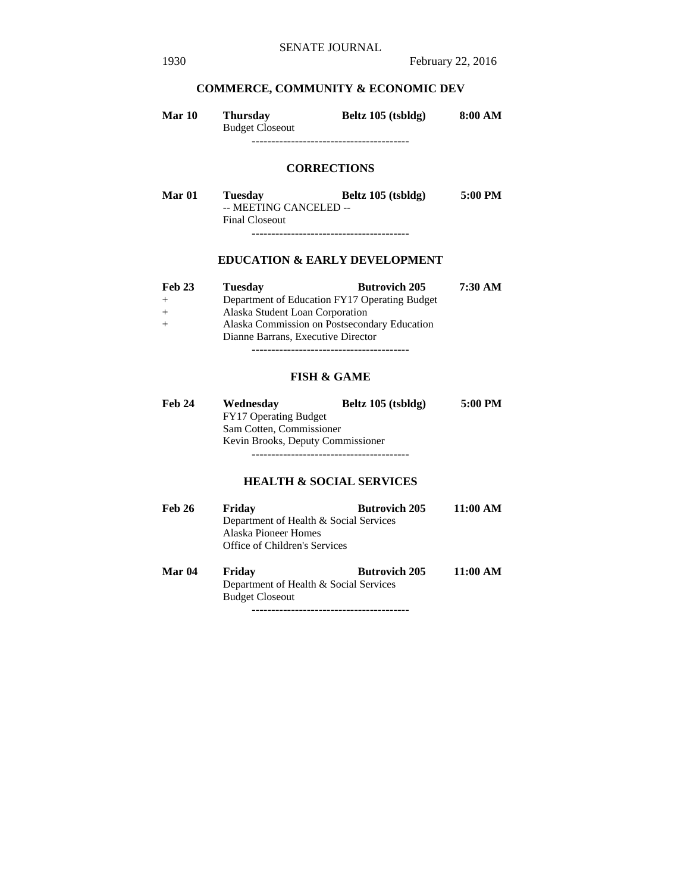## COMMERCE, COMMUNITY & ECONOMIC DEV

**Mar 10** **Thursday** **Beltz 105 (tsbldg)** **8:00 AM**
Budget Closeout

----------------------------------------

## CORRECTIONS

**Mar 01** **Tuesday** **Beltz 105 (tsbldg)** **5:00 PM**
-- MEETING CANCELED --
Final Closeout

----------------------------------------

## EDUCATION & EARLY DEVELOPMENT

**Feb 23** **Tuesday** **Butrovich 205** **7:30 AM**
+ Department of Education FY17 Operating Budget
+ Alaska Student Loan Corporation
+ Alaska Commission on Postsecondary Education
Dianne Barrans, Executive Director

----------------------------------------

## FISH & GAME

**Feb 24** **Wednesday** **Beltz 105 (tsbldg)** **5:00 PM**
FY17 Operating Budget
Sam Cotten, Commissioner
Kevin Brooks, Deputy Commissioner

----------------------------------------

## HEALTH & SOCIAL SERVICES

**Feb 26** **Friday** **Butrovich 205** **11:00 AM**
Department of Health & Social Services
Alaska Pioneer Homes
Office of Children's Services

**Mar 04** **Friday** **Butrovich 205** **11:00 AM**
Department of Health & Social Services
Budget Closeout

----------------------------------------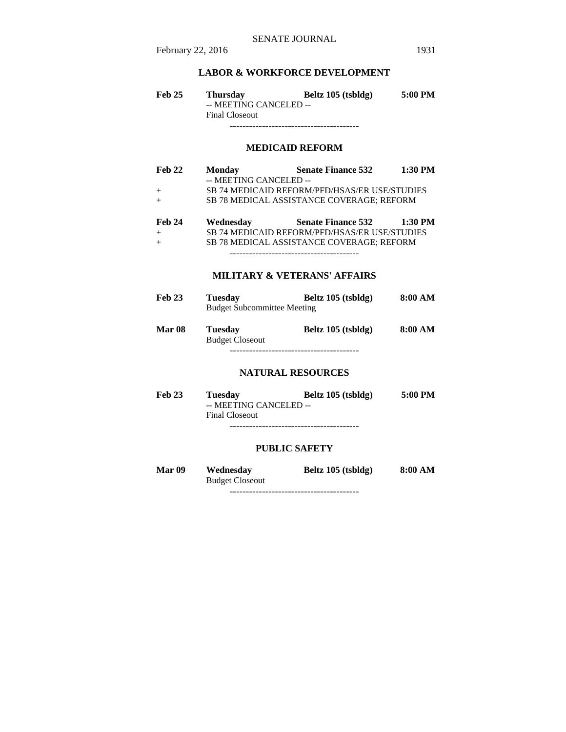## LABOR & WORKFORCE DEVELOPMENT

| | | | |
|---|---|---|---|
| **Feb 25** | **Thursday** | **Beltz 105 (tsbldg)** | **5:00 PM** |
| | -- MEETING CANCELED -- | | |
| | Final Closeout | | |

----------------------------------------

## MEDICAID REFORM

| | | | |
|---|---|---|---|
| **Feb 22** | **Monday** | **Senate Finance 532** | **1:30 PM** |
| | -- MEETING CANCELED -- | | |
| + | SB 74 MEDICAID REFORM/PFD/HSAS/ER USE/STUDIES | | |
| + | SB 78 MEDICAL ASSISTANCE COVERAGE; REFORM | | |
| **Feb 24** | **Wednesday** | **Senate Finance 532** | **1:30 PM** |
| + | SB 74 MEDICAID REFORM/PFD/HSAS/ER USE/STUDIES | | |
| + | SB 78 MEDICAL ASSISTANCE COVERAGE; REFORM | | |

----------------------------------------

## MILITARY & VETERANS' AFFAIRS

| | | | |
|---|---|---|---|
| **Feb 23** | **Tuesday** | **Beltz 105 (tsbldg)** | **8:00 AM** |
| | Budget Subcommittee Meeting | | |
| **Mar 08** | **Tuesday** | **Beltz 105 (tsbldg)** | **8:00 AM** |
| | Budget Closeout | | |

----------------------------------------

## NATURAL RESOURCES

| | | | |
|---|---|---|---|
| **Feb 23** | **Tuesday** | **Beltz 105 (tsbldg)** | **5:00 PM** |
| | -- MEETING CANCELED -- | | |
| | Final Closeout | | |

----------------------------------------

## PUBLIC SAFETY

| | | | |
|---|---|---|---|
| **Mar 09** | **Wednesday** | **Beltz 105 (tsbldg)** | **8:00 AM** |
| | Budget Closeout | | |

----------------------------------------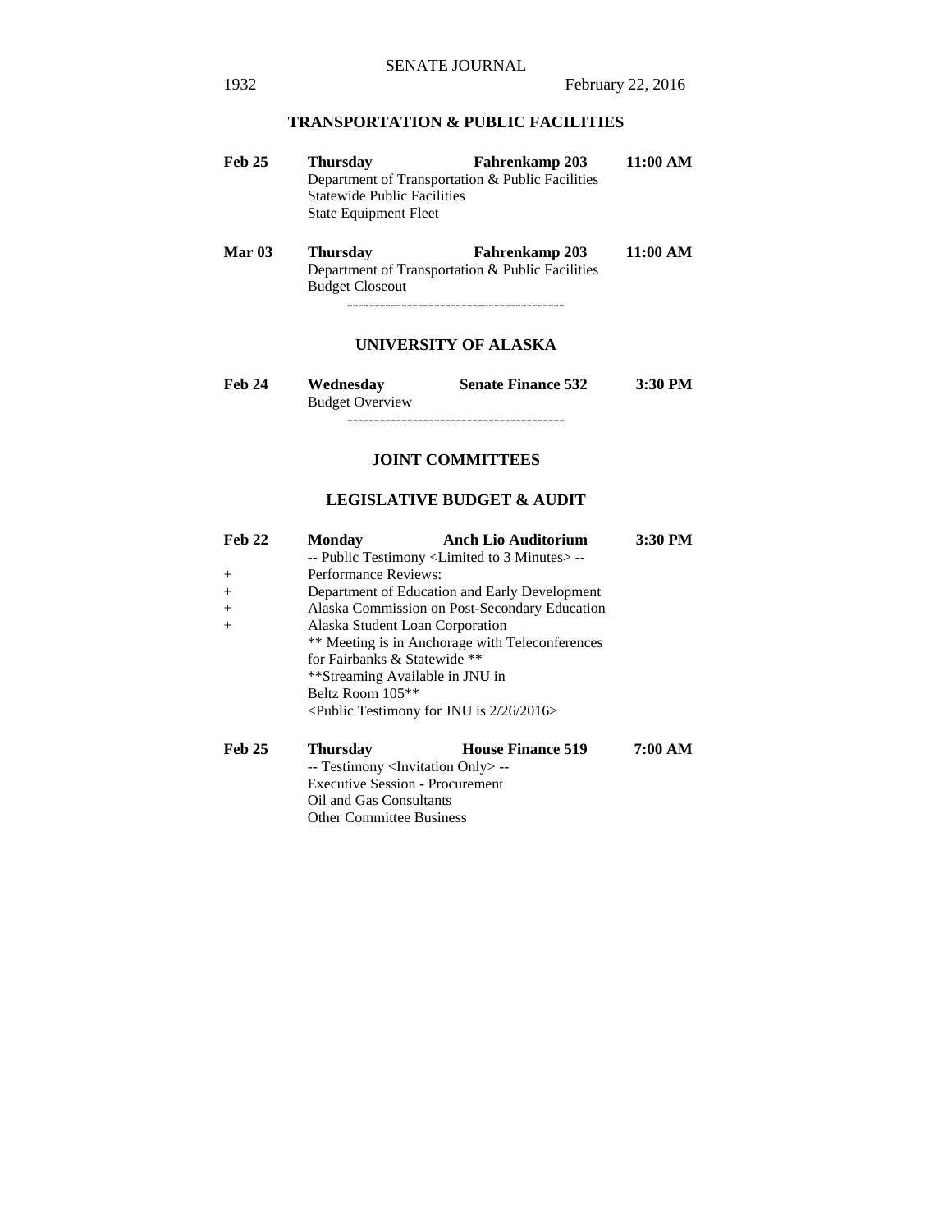## TRANSPORTATION & PUBLIC FACILITIES

| | | | |
|---|---|---|---|
| **Feb 25** | **Thursday** | **Fahrenkamp 203** | **11:00 AM** |
| | Department of Transportation & Public Facilities<br>Statewide Public Facilities<br>State Equipment Fleet | | |
| **Mar 03** | **Thursday** | **Fahrenkamp 203** | **11:00 AM** |
| | Department of Transportation & Public Facilities<br>Budget Closeout | | |

----------------------------------------

## UNIVERSITY OF ALASKA

| | | | |
|---|---|---|---|
| **Feb 24** | **Wednesday** | **Senate Finance 532** | **3:30 PM** |
| | Budget Overview | | |

----------------------------------------

## JOINT COMMITTEES

## LEGISLATIVE BUDGET & AUDIT

| | | | |
|---|---|---|---|
| **Feb 22** | **Monday** | **Anch Lio Auditorium** | **3:30 PM** |
| | -- Public Testimony <Limited to 3 Minutes> -- | | |
| + | Performance Reviews: | | |
| + | Department of Education and Early Development | | |
| + | Alaska Commission on Post-Secondary Education | | |
| + | Alaska Student Loan Corporation | | |
| | ** Meeting is in Anchorage with Teleconferences for Fairbanks & Statewide **<br>**Streaming Available in JNU in Beltz Room 105**<br><Public Testimony for JNU is 2/26/2016> | | |
| **Feb 25** | **Thursday** | **House Finance 519** | **7:00 AM** |
| | -- Testimony <Invitation Only> --<br>Executive Session - Procurement<br>Oil and Gas Consultants<br>Other Committee Business | | |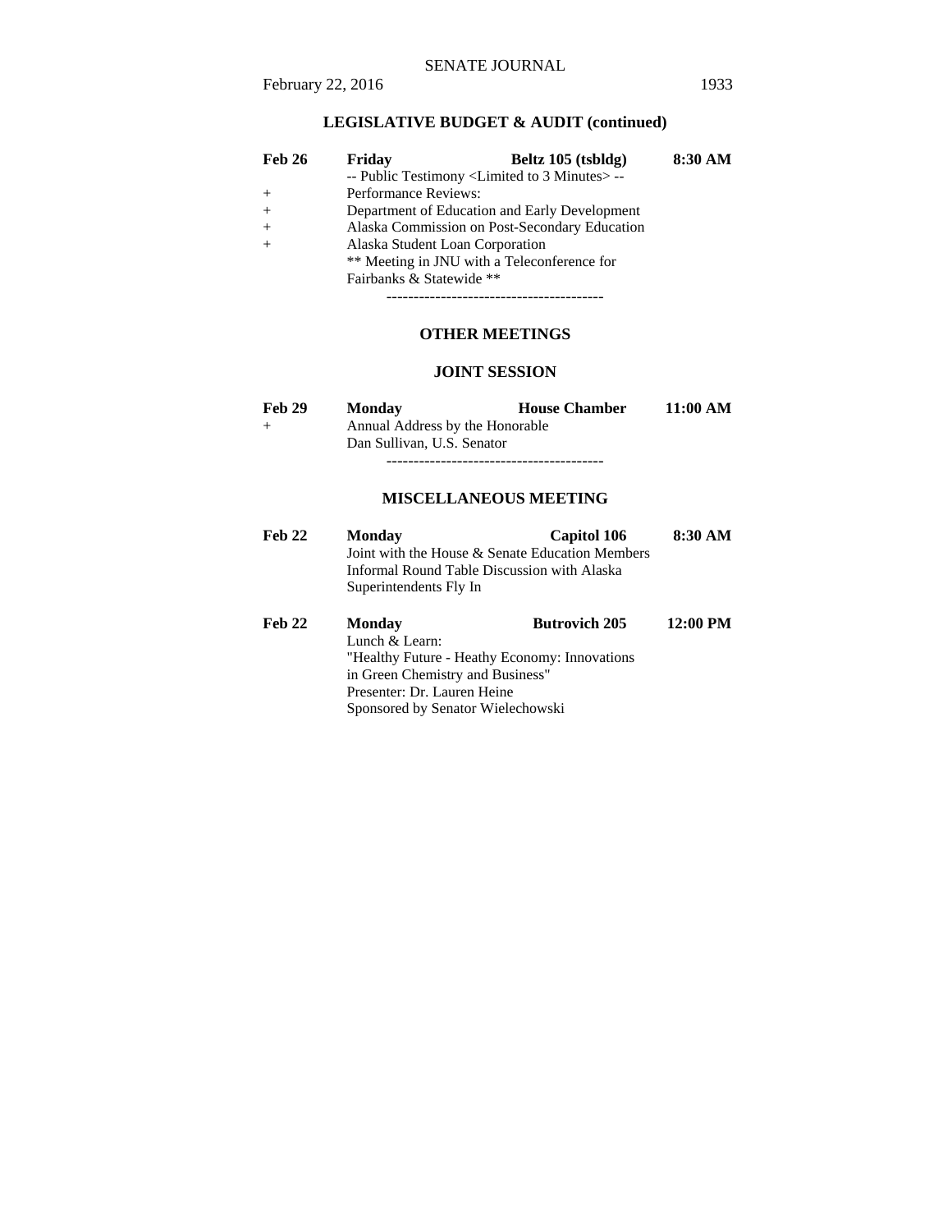## LEGISLATIVE BUDGET & AUDIT (continued)

| | | | |
|---|---|---|---|
| **Feb 26** | **Friday** | **Beltz 105 (tsbldg)** | **8:30 AM** |
| | -- Public Testimony <Limited to 3 Minutes> -- | | |
| + | Performance Reviews: | | |
| + | Department of Education and Early Development | | |
| + | Alaska Commission on Post-Secondary Education | | |
| + | Alaska Student Loan Corporation | | |
| | ** Meeting in JNU with a Teleconference for Fairbanks & Statewide ** | | |

----------------------------------------

## OTHER MEETINGS

## JOINT SESSION

| | | | |
|---|---|---|---|
| **Feb 29** | **Monday** | **House Chamber** | **11:00 AM** |
| + | Annual Address by the Honorable Dan Sullivan, U.S. Senator | | |

----------------------------------------

## MISCELLANEOUS MEETING

| | | | |
|---|---|---|---|
| **Feb 22** | **Monday** | **Capitol 106** | **8:30 AM** |
| | Joint with the House & Senate Education Members Informal Round Table Discussion with Alaska Superintendents Fly In | | |
| **Feb 22** | **Monday** | **Butrovich 205** | **12:00 PM** |
| | Lunch & Learn: "Healthy Future - Heathy Economy: Innovations in Green Chemistry and Business" Presenter: Dr. Lauren Heine Sponsored by Senator Wielechowski | | |